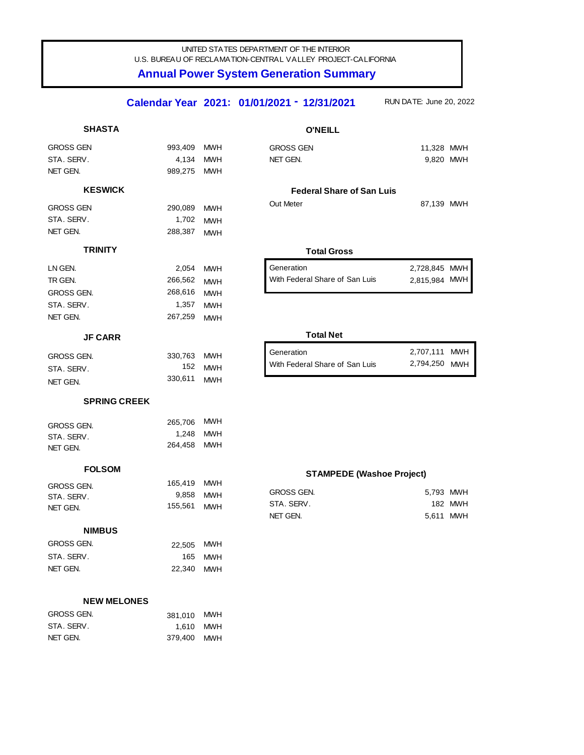UNITED STATES DEPARTMENT OF THE INTERIOR

U.S. BUREAU OF RECLAMATION-CENTRAL VALLEY PROJECT-CALIFORNIA

# Annual Power System Generation Summary

## Calendar Year 2021: 01/01/2021 - 12/31/2021

RUN DATE: June 20, 2022

### SHASTA

| | | |
|---|---|---|
| GROSS GEN | 993,409 | MWH |
| STA. SERV. | 4,134 | MWH |
| NET GEN. | 989,275 | MWH |

### KESWICK

| | | |
|---|---|---|
| GROSS GEN | 290,089 | MWH |
| STA. SERV. | 1,702 | MWH |
| NET GEN. | 288,387 | MWH |

### TRINITY

| | | |
|---|---|---|
| LN GEN. | 2,054 | MWH |
| TR GEN. | 266,562 | MWH |
| GROSS GEN. | 268,616 | MWH |
| STA. SERV. | 1,357 | MWH |
| NET GEN. | 267,259 | MWH |

### JF CARR

| | | |
|---|---|---|
| GROSS GEN. | 330,763 | MWH |
| STA. SERV. | 152 | MWH |
| NET GEN. | 330,611 | MWH |

### SPRING CREEK

| | | |
|---|---|---|
| GROSS GEN. | 265,706 | MWH |
| STA. SERV. | 1,248 | MWH |
| NET GEN. | 264,458 | MWH |

### FOLSOM

| | | |
|---|---|---|
| GROSS GEN. | 165,419 | MWH |
| STA. SERV. | 9,858 | MWH |
| NET GEN. | 155,561 | MWH |

### NIMBUS

| | | |
|---|---|---|
| GROSS GEN. | 22,505 | MWH |
| STA. SERV. | 165 | MWH |
| NET GEN. | 22,340 | MWH |

### NEW MELONES

| | | |
|---|---|---|
| GROSS GEN. | 381,010 | MWH |
| STA. SERV. | 1,610 | MWH |
| NET GEN. | 379,400 | MWH |

### O'NEILL

| | | |
|---|---|---|
| GROSS GEN | 11,328 | MWH |
| NET GEN. | 9,820 | MWH |

### Federal Share of San Luis

| | | |
|---|---|---|
| Out Meter | 87,139 | MWH |

### Total Gross

| | | |
|---|---|---|
| Generation | 2,728,845 | MWH |
| With Federal Share of San Luis | 2,815,984 | MWH |

### Total Net

| | | |
|---|---|---|
| Generation | 2,707,111 | MWH |
| With Federal Share of San Luis | 2,794,250 | MWH |

### STAMPEDE (Washoe Project)

| | | |
|---|---|---|
| GROSS GEN. | 5,793 | MWH |
| STA. SERV. | 182 | MWH |
| NET GEN. | 5,611 | MWH |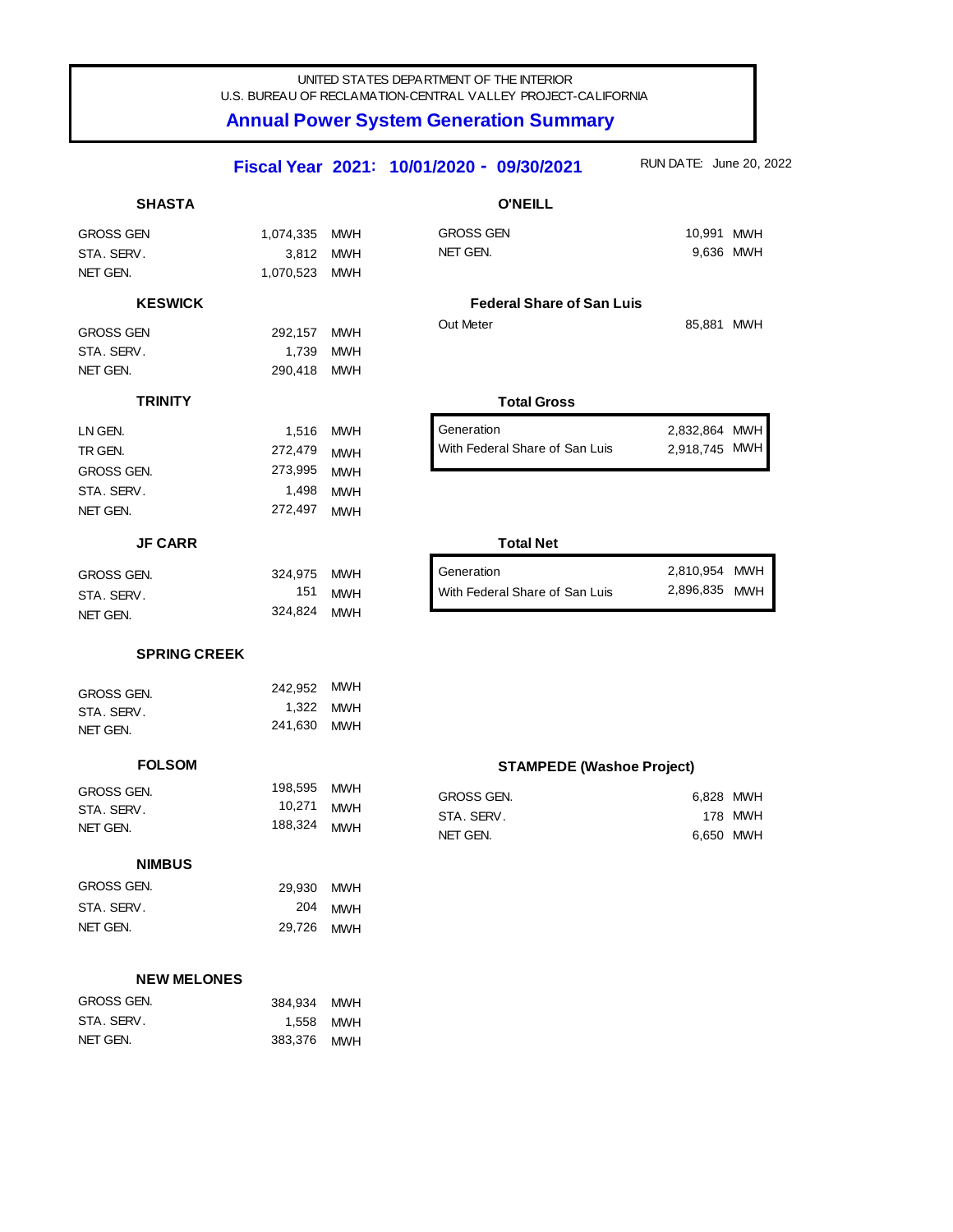UNITED STATES DEPARTMENT OF THE INTERIOR
U.S. BUREAU OF RECLAMATION-CENTRAL VALLEY PROJECT-CALIFORNIA

# Annual Power System Generation Summary

## Fiscal Year 2021: 10/01/2020 - 09/30/2021

RUN DATE: June 20, 2022

### SHASTA

| | | |
|---|---|---|
| GROSS GEN | 1,074,335 | MWH |
| STA. SERV. | 3,812 | MWH |
| NET GEN. | 1,070,523 | MWH |

### KESWICK

| | | |
|---|---|---|
| GROSS GEN | 292,157 | MWH |
| STA. SERV. | 1,739 | MWH |
| NET GEN. | 290,418 | MWH |

### TRINITY

| | | |
|---|---|---|
| LN GEN. | 1,516 | MWH |
| TR GEN. | 272,479 | MWH |
| GROSS GEN. | 273,995 | MWH |
| STA. SERV. | 1,498 | MWH |
| NET GEN. | 272,497 | MWH |

### JF CARR

| | | |
|---|---|---|
| GROSS GEN. | 324,975 | MWH |
| STA. SERV. | 151 | MWH |
| NET GEN. | 324,824 | MWH |

### SPRING CREEK

| | | |
|---|---|---|
| GROSS GEN. | 242,952 | MWH |
| STA. SERV. | 1,322 | MWH |
| NET GEN. | 241,630 | MWH |

### FOLSOM

| | | |
|---|---|---|
| GROSS GEN. | 198,595 | MWH |
| STA. SERV. | 10,271 | MWH |
| NET GEN. | 188,324 | MWH |

### NIMBUS

| | | |
|---|---|---|
| GROSS GEN. | 29,930 | MWH |
| STA. SERV. | 204 | MWH |
| NET GEN. | 29,726 | MWH |

### NEW MELONES

| | | |
|---|---|---|
| GROSS GEN. | 384,934 | MWH |
| STA. SERV. | 1,558 | MWH |
| NET GEN. | 383,376 | MWH |

### O'NEILL

| | | |
|---|---|---|
| GROSS GEN | 10,991 | MWH |
| NET GEN. | 9,636 | MWH |

### Federal Share of San Luis

| | | |
|---|---|---|
| Out Meter | 85,881 | MWH |

### Total Gross

| | | |
|---|---|---|
| Generation | 2,832,864 | MWH |
| With Federal Share of San Luis | 2,918,745 | MWH |

### Total Net

| | | |
|---|---|---|
| Generation | 2,810,954 | MWH |
| With Federal Share of San Luis | 2,896,835 | MWH |

### STAMPEDE (Washoe Project)

| | | |
|---|---|---|
| GROSS GEN. | 6,828 | MWH |
| STA. SERV. | 178 | MWH |
| NET GEN. | 6,650 | MWH |